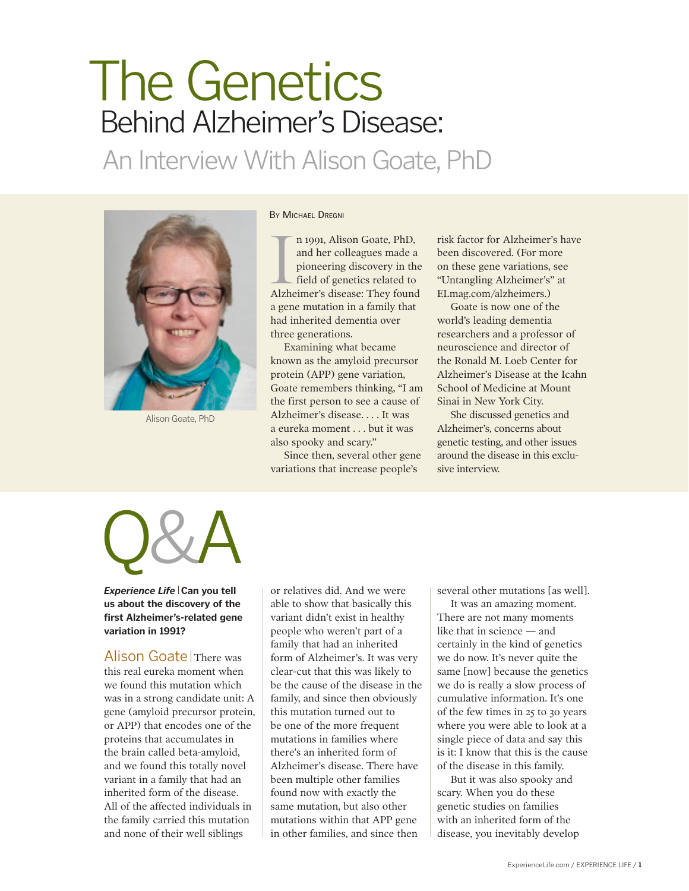# The Genetics
## Behind Alzheimer's Disease:
### An Interview With Alison Goate, PhD

Alison Goate, PhD

By Michael Dregni

In 1991, Alison Goate, PhD, and her colleagues made a pioneering discovery in the field of genetics related to Alzheimer's disease: They found a gene mutation in a family that had inherited dementia over three generations.

Examining what became known as the amyloid precursor protein (APP) gene variation, Goate remembers thinking, "I am the first person to see a cause of Alzheimer's disease. . . . It was a eureka moment . . . but it was also spooky and scary."

Since then, several other gene variations that increase people's risk factor for Alzheimer's have been discovered. (For more on these gene variations, see "Untangling Alzheimer's" at ELmag.com/alzheimers.)

Goate is now one of the world's leading dementia researchers and a professor of neuroscience and director of the Ronald M. Loeb Center for Alzheimer's Disease at the Icahn School of Medicine at Mount Sinai in New York City.

She discussed genetics and Alzheimer's, concerns about genetic testing, and other issues around the disease in this exclusive interview.

# Q&A

***Experience Life*** **| Can you tell us about the discovery of the first Alzheimer's-related gene variation in 1991?**

**Alison Goate** | There was this real eureka moment when we found this mutation which was in a strong candidate unit: A gene (amyloid precursor protein, or APP) that encodes one of the proteins that accumulates in the brain called beta-amyloid, and we found this totally novel variant in a family that had an inherited form of the disease. All of the affected individuals in the family carried this mutation and none of their well siblings or relatives did. And we were able to show that basically this variant didn't exist in healthy people who weren't part of a family that had an inherited form of Alzheimer's. It was very clear-cut that this was likely to be the cause of the disease in the family, and since then obviously this mutation turned out to be one of the more frequent mutations in families where there's an inherited form of Alzheimer's disease. There have been multiple other families found now with exactly the same mutation, but also other mutations within that APP gene in other families, and since then several other mutations [as well].

It was an amazing moment. There are not many moments like that in science — and certainly in the kind of genetics we do now. It's never quite the same [now] because the genetics we do is really a slow process of cumulative information. It's one of the few times in 25 to 30 years where you were able to look at a single piece of data and say this is it: I know that this is the cause of the disease in this family.

But it was also spooky and scary. When you do these genetic studies on families with an inherited form of the disease, you inevitably develop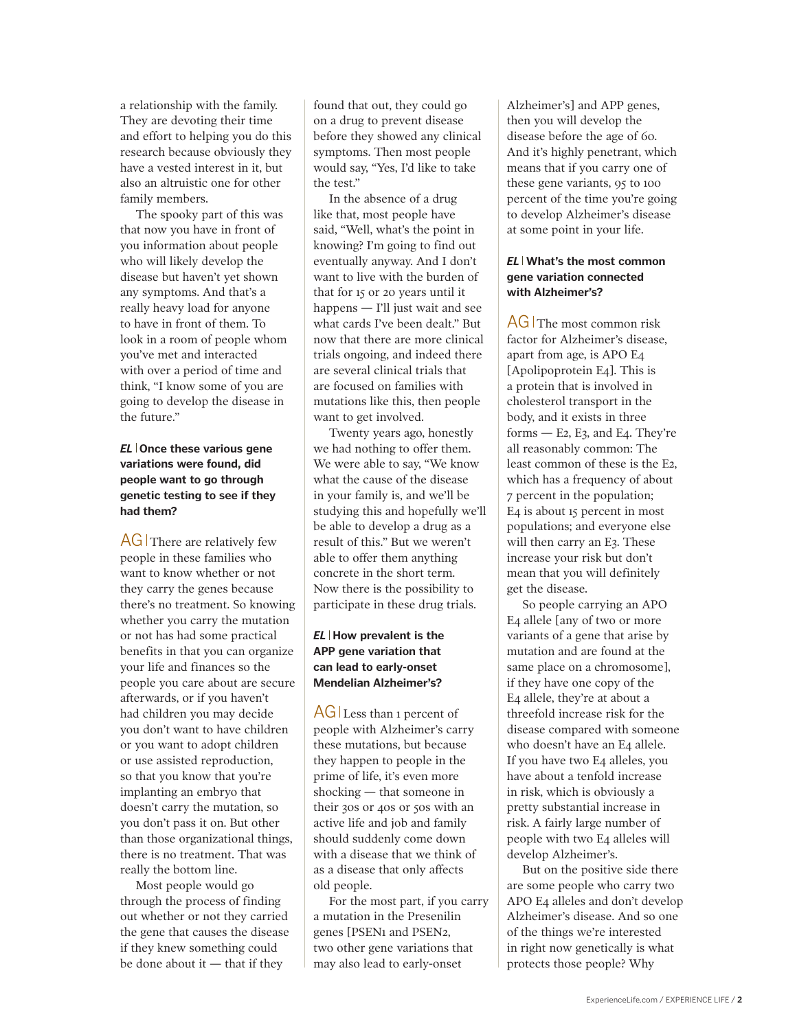a relationship with the family. They are devoting their time and effort to helping you do this research because obviously they have a vested interest in it, but also an altruistic one for other family members.

The spooky part of this was that now you have in front of you information about people who will likely develop the disease but haven't yet shown any symptoms. And that's a really heavy load for anyone to have in front of them. To look in a room of people whom you've met and interacted with over a period of time and think, "I know some of you are going to develop the disease in the future."

**EL | Once these various gene variations were found, did people want to go through genetic testing to see if they had them?**

AG | There are relatively few people in these families who want to know whether or not they carry the genes because there's no treatment. So knowing whether you carry the mutation or not has had some practical benefits in that you can organize your life and finances so the people you care about are secure afterwards, or if you haven't had children you may decide you don't want to have children or you want to adopt children or use assisted reproduction, so that you know that you're implanting an embryo that doesn't carry the mutation, so you don't pass it on. But other than those organizational things, there is no treatment. That was really the bottom line.

Most people would go through the process of finding out whether or not they carried the gene that causes the disease if they knew something could be done about it — that if they found that out, they could go on a drug to prevent disease before they showed any clinical symptoms. Then most people would say, "Yes, I'd like to take the test."

In the absence of a drug like that, most people have said, "Well, what's the point in knowing? I'm going to find out eventually anyway. And I don't want to live with the burden of that for 15 or 20 years until it happens — I'll just wait and see what cards I've been dealt." But now that there are more clinical trials ongoing, and indeed there are several clinical trials that are focused on families with mutations like this, then people want to get involved.

Twenty years ago, honestly we had nothing to offer them. We were able to say, "We know what the cause of the disease in your family is, and we'll be studying this and hopefully we'll be able to develop a drug as a result of this." But we weren't able to offer them anything concrete in the short term. Now there is the possibility to participate in these drug trials.

**EL | How prevalent is the APP gene variation that can lead to early-onset Mendelian Alzheimer's?**

AG | Less than 1 percent of people with Alzheimer's carry these mutations, but because they happen to people in the prime of life, it's even more shocking — that someone in their 30s or 40s or 50s with an active life and job and family should suddenly come down with a disease that we think of as a disease that only affects old people.

For the most part, if you carry a mutation in the Presenilin genes [PSEN1 and PSEN2, two other gene variations that may also lead to early-onset Alzheimer's] and APP genes, then you will develop the disease before the age of 60. And it's highly penetrant, which means that if you carry one of these gene variants, 95 to 100 percent of the time you're going to develop Alzheimer's disease at some point in your life.

**EL | What's the most common gene variation connected with Alzheimer's?**

AG | The most common risk factor for Alzheimer's disease, apart from age, is APO E4 [Apolipoprotein E4]. This is a protein that is involved in cholesterol transport in the body, and it exists in three forms — E2, E3, and E4. They're all reasonably common: The least common of these is the E2, which has a frequency of about 7 percent in the population; E4 is about 15 percent in most populations; and everyone else will then carry an E3. These increase your risk but don't mean that you will definitely get the disease.

So people carrying an APO E4 allele [any of two or more variants of a gene that arise by mutation and are found at the same place on a chromosome], if they have one copy of the E4 allele, they're at about a threefold increase risk for the disease compared with someone who doesn't have an E4 allele. If you have two E4 alleles, you have about a tenfold increase in risk, which is obviously a pretty substantial increase in risk. A fairly large number of people with two E4 alleles will develop Alzheimer's.

But on the positive side there are some people who carry two APO E4 alleles and don't develop Alzheimer's disease. And so one of the things we're interested in right now genetically is what protects those people? Why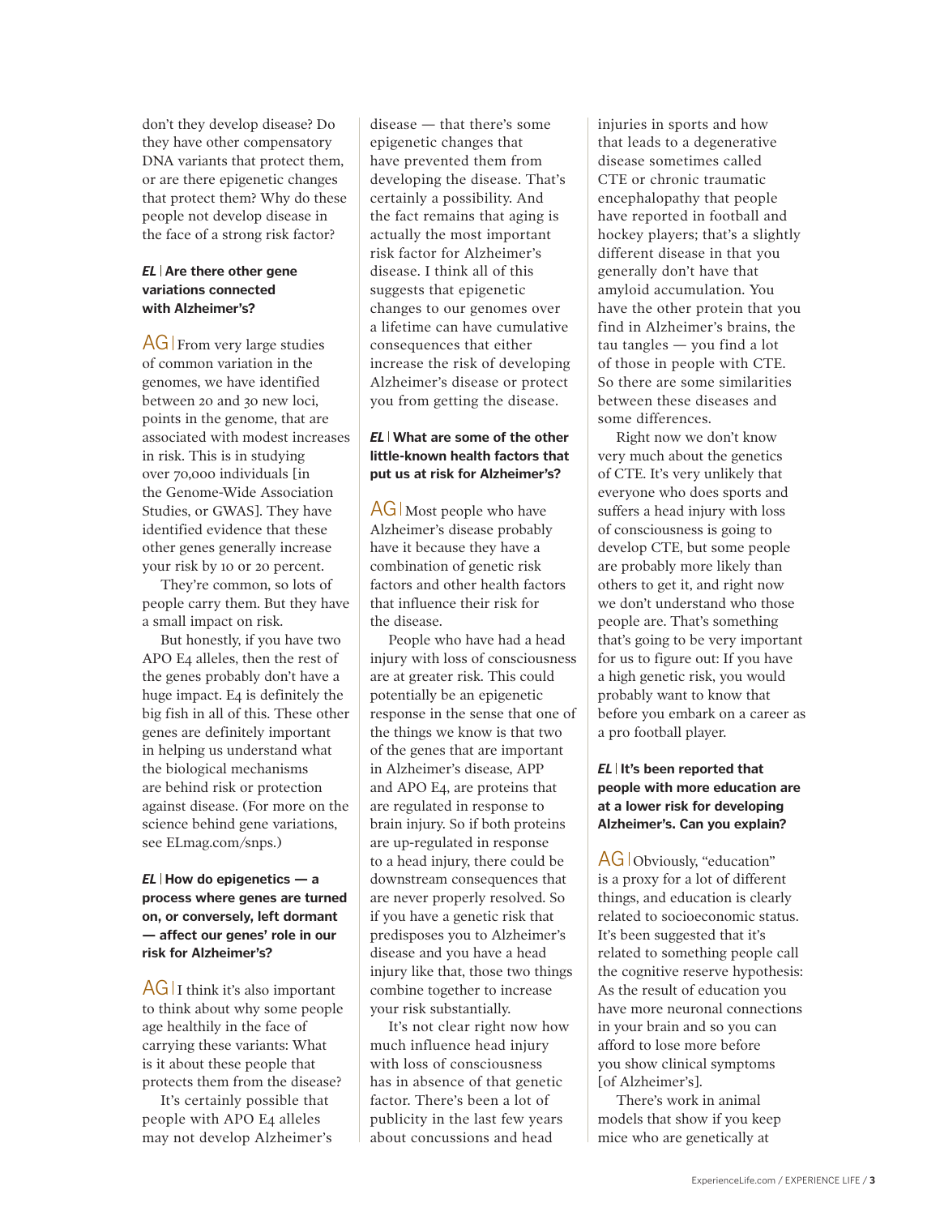don't they develop disease? Do they have other compensatory DNA variants that protect them, or are there epigenetic changes that protect them? Why do these people not develop disease in the face of a strong risk factor?

**EL | Are there other gene variations connected with Alzheimer's?**

AG | From very large studies of common variation in the genomes, we have identified between 20 and 30 new loci, points in the genome, that are associated with modest increases in risk. This is in studying over 70,000 individuals [in the Genome-Wide Association Studies, or GWAS]. They have identified evidence that these other genes generally increase your risk by 10 or 20 percent.

They're common, so lots of people carry them. But they have a small impact on risk.

But honestly, if you have two APO E4 alleles, then the rest of the genes probably don't have a huge impact. E4 is definitely the big fish in all of this. These other genes are definitely important in helping us understand what the biological mechanisms are behind risk or protection against disease. (For more on the science behind gene variations, see ELmag.com/snps.)

**EL | How do epigenetics — a process where genes are turned on, or conversely, left dormant — affect our genes' role in our risk for Alzheimer's?**

AG | I think it's also important to think about why some people age healthily in the face of carrying these variants: What is it about these people that protects them from the disease?

It's certainly possible that people with APO E4 alleles may not develop Alzheimer's disease — that there's some epigenetic changes that have prevented them from developing the disease. That's certainly a possibility. And the fact remains that aging is actually the most important risk factor for Alzheimer's disease. I think all of this suggests that epigenetic changes to our genomes over a lifetime can have cumulative consequences that either increase the risk of developing Alzheimer's disease or protect you from getting the disease.

**EL | What are some of the other little-known health factors that put us at risk for Alzheimer's?**

AG | Most people who have Alzheimer's disease probably have it because they have a combination of genetic risk factors and other health factors that influence their risk for the disease.

People who have had a head injury with loss of consciousness are at greater risk. This could potentially be an epigenetic response in the sense that one of the things we know is that two of the genes that are important in Alzheimer's disease, APP and APO E4, are proteins that are regulated in response to brain injury. So if both proteins are up-regulated in response to a head injury, there could be downstream consequences that are never properly resolved. So if you have a genetic risk that predisposes you to Alzheimer's disease and you have a head injury like that, those two things combine together to increase your risk substantially.

It's not clear right now how much influence head injury with loss of consciousness has in absence of that genetic factor. There's been a lot of publicity in the last few years about concussions and head injuries in sports and how that leads to a degenerative disease sometimes called CTE or chronic traumatic encephalopathy that people have reported in football and hockey players; that's a slightly different disease in that you generally don't have that amyloid accumulation. You have the other protein that you find in Alzheimer's brains, the tau tangles — you find a lot of those in people with CTE. So there are some similarities between these diseases and some differences.

Right now we don't know very much about the genetics of CTE. It's very unlikely that everyone who does sports and suffers a head injury with loss of consciousness is going to develop CTE, but some people are probably more likely than others to get it, and right now we don't understand who those people are. That's something that's going to be very important for us to figure out: If you have a high genetic risk, you would probably want to know that before you embark on a career as a pro football player.

**EL | It's been reported that people with more education are at a lower risk for developing Alzheimer's. Can you explain?**

AG | Obviously, "education" is a proxy for a lot of different things, and education is clearly related to socioeconomic status. It's been suggested that it's related to something people call the cognitive reserve hypothesis: As the result of education you have more neuronal connections in your brain and so you can afford to lose more before you show clinical symptoms [of Alzheimer's].

There's work in animal models that show if you keep mice who are genetically at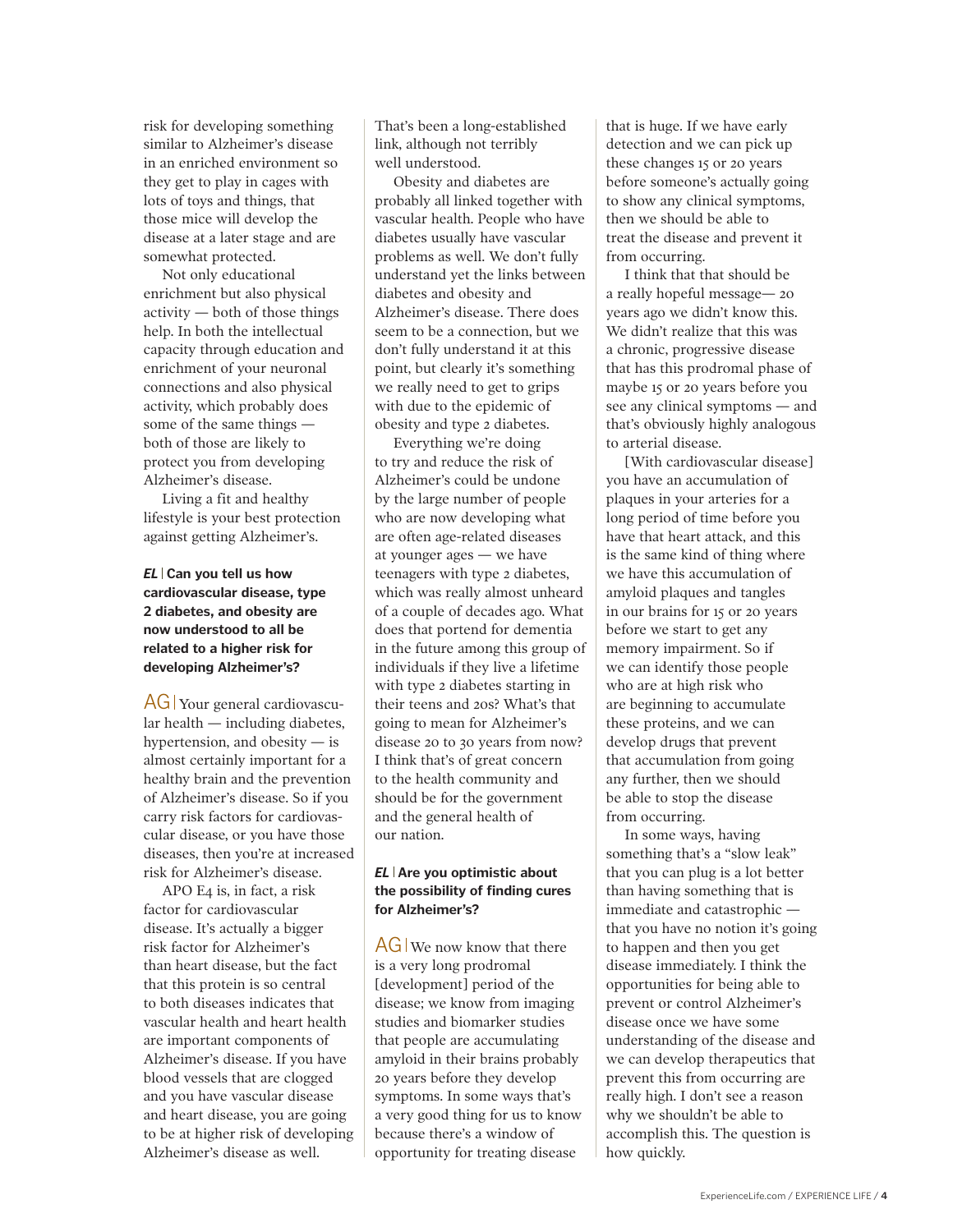risk for developing something similar to Alzheimer's disease in an enriched environment so they get to play in cages with lots of toys and things, that those mice will develop the disease at a later stage and are somewhat protected.

Not only educational enrichment but also physical activity — both of those things help. In both the intellectual capacity through education and enrichment of your neuronal connections and also physical activity, which probably does some of the same things — both of those are likely to protect you from developing Alzheimer's disease.

Living a fit and healthy lifestyle is your best protection against getting Alzheimer's.

***EL* | Can you tell us how cardiovascular disease, type 2 diabetes, and obesity are now understood to all be related to a higher risk for developing Alzheimer's?**

AG | Your general cardiovascular health — including diabetes, hypertension, and obesity — is almost certainly important for a healthy brain and the prevention of Alzheimer's disease. So if you carry risk factors for cardiovascular disease, or you have those diseases, then you're at increased risk for Alzheimer's disease.

APO E4 is, in fact, a risk factor for cardiovascular disease. It's actually a bigger risk factor for Alzheimer's than heart disease, but the fact that this protein is so central to both diseases indicates that vascular health and heart health are important components of Alzheimer's disease. If you have blood vessels that are clogged and you have vascular disease and heart disease, you are going to be at higher risk of developing Alzheimer's disease as well. That's been a long-established link, although not terribly well understood.

Obesity and diabetes are probably all linked together with vascular health. People who have diabetes usually have vascular problems as well. We don't fully understand yet the links between diabetes and obesity and Alzheimer's disease. There does seem to be a connection, but we don't fully understand it at this point, but clearly it's something we really need to get to grips with due to the epidemic of obesity and type 2 diabetes.

Everything we're doing to try and reduce the risk of Alzheimer's could be undone by the large number of people who are now developing what are often age-related diseases at younger ages — we have teenagers with type 2 diabetes, which was really almost unheard of a couple of decades ago. What does that portend for dementia in the future among this group of individuals if they live a lifetime with type 2 diabetes starting in their teens and 20s? What's that going to mean for Alzheimer's disease 20 to 30 years from now? I think that's of great concern to the health community and should be for the government and the general health of our nation.

***EL* | Are you optimistic about the possibility of finding cures for Alzheimer's?**

AG | We now know that there is a very long prodromal [development] period of the disease; we know from imaging studies and biomarker studies that people are accumulating amyloid in their brains probably 20 years before they develop symptoms. In some ways that's a very good thing for us to know because there's a window of opportunity for treating disease that is huge. If we have early detection and we can pick up these changes 15 or 20 years before someone's actually going to show any clinical symptoms, then we should be able to treat the disease and prevent it from occurring.

I think that that should be a really hopeful message— 20 years ago we didn't know this. We didn't realize that this was a chronic, progressive disease that has this prodromal phase of maybe 15 or 20 years before you see any clinical symptoms — and that's obviously highly analogous to arterial disease.

[With cardiovascular disease] you have an accumulation of plaques in your arteries for a long period of time before you have that heart attack, and this is the same kind of thing where we have this accumulation of amyloid plaques and tangles in our brains for 15 or 20 years before we start to get any memory impairment. So if we can identify those people who are at high risk who are beginning to accumulate these proteins, and we can develop drugs that prevent that accumulation from going any further, then we should be able to stop the disease from occurring.

In some ways, having something that's a "slow leak" that you can plug is a lot better than having something that is immediate and catastrophic — that you have no notion it's going to happen and then you get disease immediately. I think the opportunities for being able to prevent or control Alzheimer's disease once we have some understanding of the disease and we can develop therapeutics that prevent this from occurring are really high. I don't see a reason why we shouldn't be able to accomplish this. The question is how quickly.